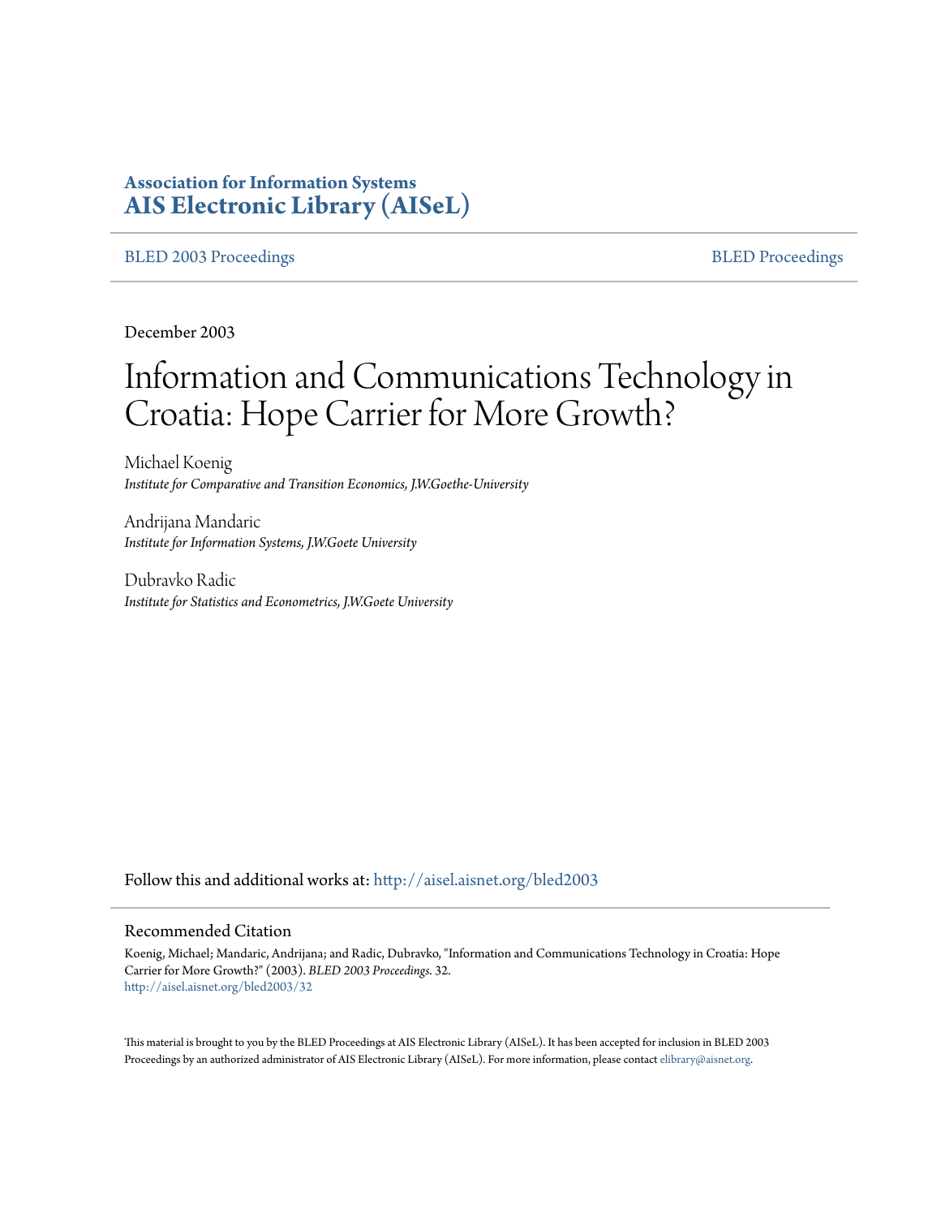**Association for Information Systems**
**AIS Electronic Library (AISeL)**

BLED 2003 Proceedings | BLED Proceedings

December 2003

# Information and Communications Technology in Croatia: Hope Carrier for More Growth?

Michael Koenig
*Institute for Comparative and Transition Economics, J.W.Goethe-University*

Andrijana Mandaric
*Institute for Information Systems, J.W.Goete University*

Dubravko Radic
*Institute for Statistics and Econometrics, J.W.Goete University*

Follow this and additional works at: http://aisel.aisnet.org/bled2003

## Recommended Citation

Koenig, Michael; Mandaric, Andrijana; and Radic, Dubravko, "Information and Communications Technology in Croatia: Hope Carrier for More Growth?" (2003). *BLED 2003 Proceedings*. 32.
http://aisel.aisnet.org/bled2003/32

This material is brought to you by the BLED Proceedings at AIS Electronic Library (AISeL). It has been accepted for inclusion in BLED 2003 Proceedings by an authorized administrator of AIS Electronic Library (AISeL). For more information, please contact elibrary@aisnet.org.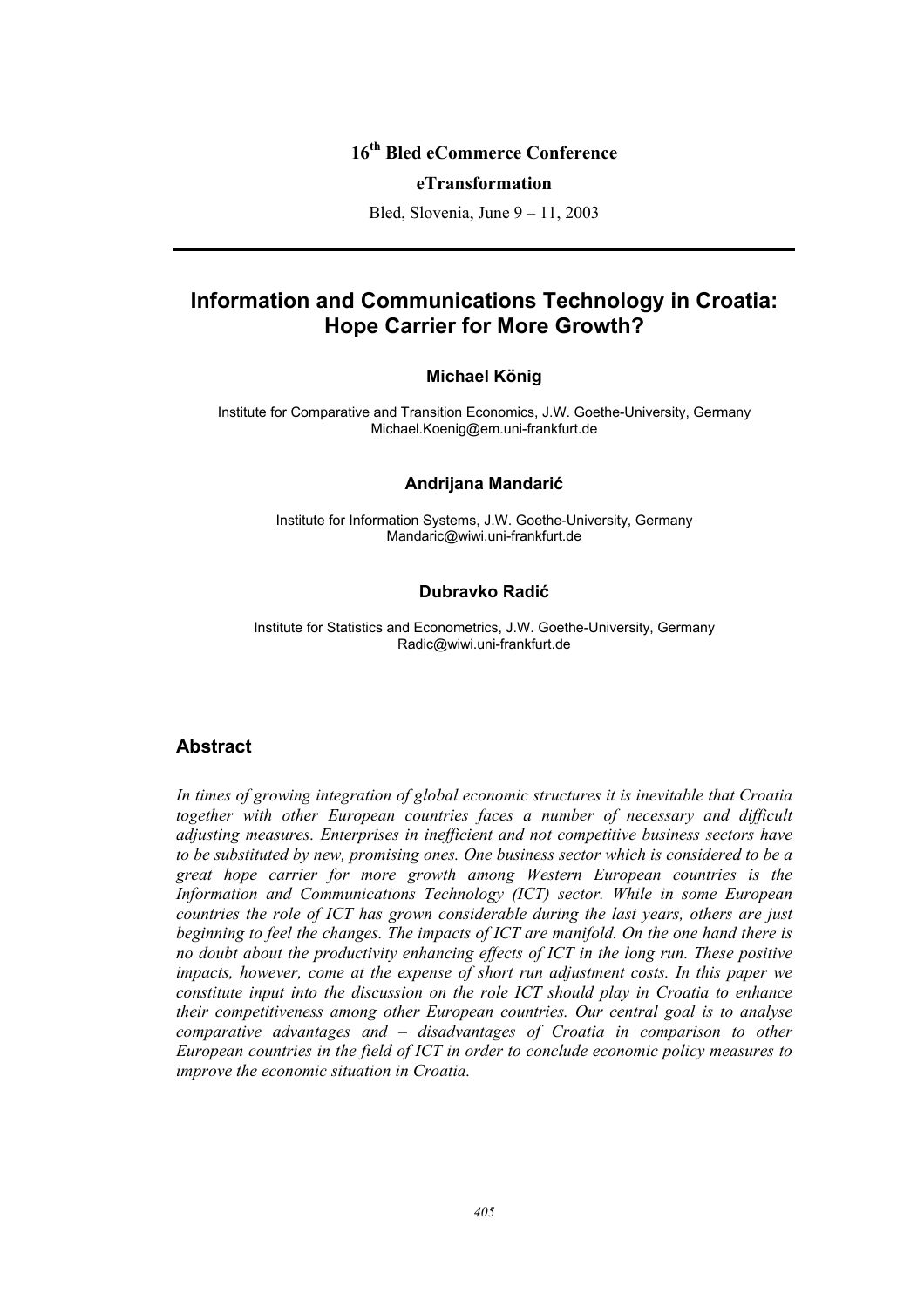16th Bled eCommerce Conference

**eTransformation**

Bled, Slovenia, June 9 – 11, 2003

# Information and Communications Technology in Croatia: Hope Carrier for More Growth?

**Michael König**

Institute for Comparative and Transition Economics, J.W. Goethe-University, Germany
Michael.Koenig@em.uni-frankfurt.de

**Andrijana Mandarić**

Institute for Information Systems, J.W. Goethe-University, Germany
Mandaric@wiwi.uni-frankfurt.de

**Dubravko Radić**

Institute for Statistics and Econometrics, J.W. Goethe-University, Germany
Radic@wiwi.uni-frankfurt.de

## Abstract

*In times of growing integration of global economic structures it is inevitable that Croatia together with other European countries faces a number of necessary and difficult adjusting measures. Enterprises in inefficient and not competitive business sectors have to be substituted by new, promising ones. One business sector which is considered to be a great hope carrier for more growth among Western European countries is the Information and Communications Technology (ICT) sector. While in some European countries the role of ICT has grown considerable during the last years, others are just beginning to feel the changes. The impacts of ICT are manifold. On the one hand there is no doubt about the productivity enhancing effects of ICT in the long run. These positive impacts, however, come at the expense of short run adjustment costs. In this paper we constitute input into the discussion on the role ICT should play in Croatia to enhance their competitiveness among other European countries. Our central goal is to analyse comparative advantages and – disadvantages of Croatia in comparison to other European countries in the field of ICT in order to conclude economic policy measures to improve the economic situation in Croatia.*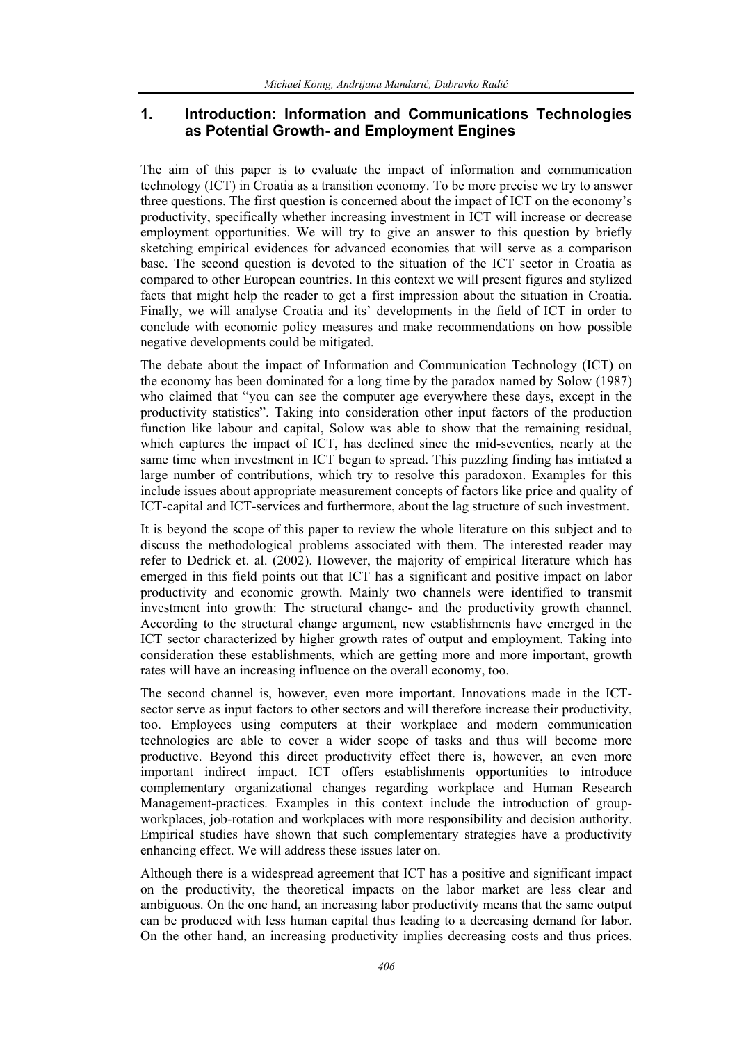## 1. Introduction: Information and Communications Technologies as Potential Growth- and Employment Engines

The aim of this paper is to evaluate the impact of information and communication technology (ICT) in Croatia as a transition economy. To be more precise we try to answer three questions. The first question is concerned about the impact of ICT on the economy's productivity, specifically whether increasing investment in ICT will increase or decrease employment opportunities. We will try to give an answer to this question by briefly sketching empirical evidences for advanced economies that will serve as a comparison base. The second question is devoted to the situation of the ICT sector in Croatia as compared to other European countries. In this context we will present figures and stylized facts that might help the reader to get a first impression about the situation in Croatia. Finally, we will analyse Croatia and its' developments in the field of ICT in order to conclude with economic policy measures and make recommendations on how possible negative developments could be mitigated.

The debate about the impact of Information and Communication Technology (ICT) on the economy has been dominated for a long time by the paradox named by Solow (1987) who claimed that "you can see the computer age everywhere these days, except in the productivity statistics". Taking into consideration other input factors of the production function like labour and capital, Solow was able to show that the remaining residual, which captures the impact of ICT, has declined since the mid-seventies, nearly at the same time when investment in ICT began to spread. This puzzling finding has initiated a large number of contributions, which try to resolve this paradoxon. Examples for this include issues about appropriate measurement concepts of factors like price and quality of ICT-capital and ICT-services and furthermore, about the lag structure of such investment.

It is beyond the scope of this paper to review the whole literature on this subject and to discuss the methodological problems associated with them. The interested reader may refer to Dedrick et. al. (2002). However, the majority of empirical literature which has emerged in this field points out that ICT has a significant and positive impact on labor productivity and economic growth. Mainly two channels were identified to transmit investment into growth: The structural change- and the productivity growth channel. According to the structural change argument, new establishments have emerged in the ICT sector characterized by higher growth rates of output and employment. Taking into consideration these establishments, which are getting more and more important, growth rates will have an increasing influence on the overall economy, too.

The second channel is, however, even more important. Innovations made in the ICT-sector serve as input factors to other sectors and will therefore increase their productivity, too. Employees using computers at their workplace and modern communication technologies are able to cover a wider scope of tasks and thus will become more productive. Beyond this direct productivity effect there is, however, an even more important indirect impact. ICT offers establishments opportunities to introduce complementary organizational changes regarding workplace and Human Research Management-practices. Examples in this context include the introduction of group-workplaces, job-rotation and workplaces with more responsibility and decision authority. Empirical studies have shown that such complementary strategies have a productivity enhancing effect. We will address these issues later on.

Although there is a widespread agreement that ICT has a positive and significant impact on the productivity, the theoretical impacts on the labor market are less clear and ambiguous. On the one hand, an increasing labor productivity means that the same output can be produced with less human capital thus leading to a decreasing demand for labor. On the other hand, an increasing productivity implies decreasing costs and thus prices.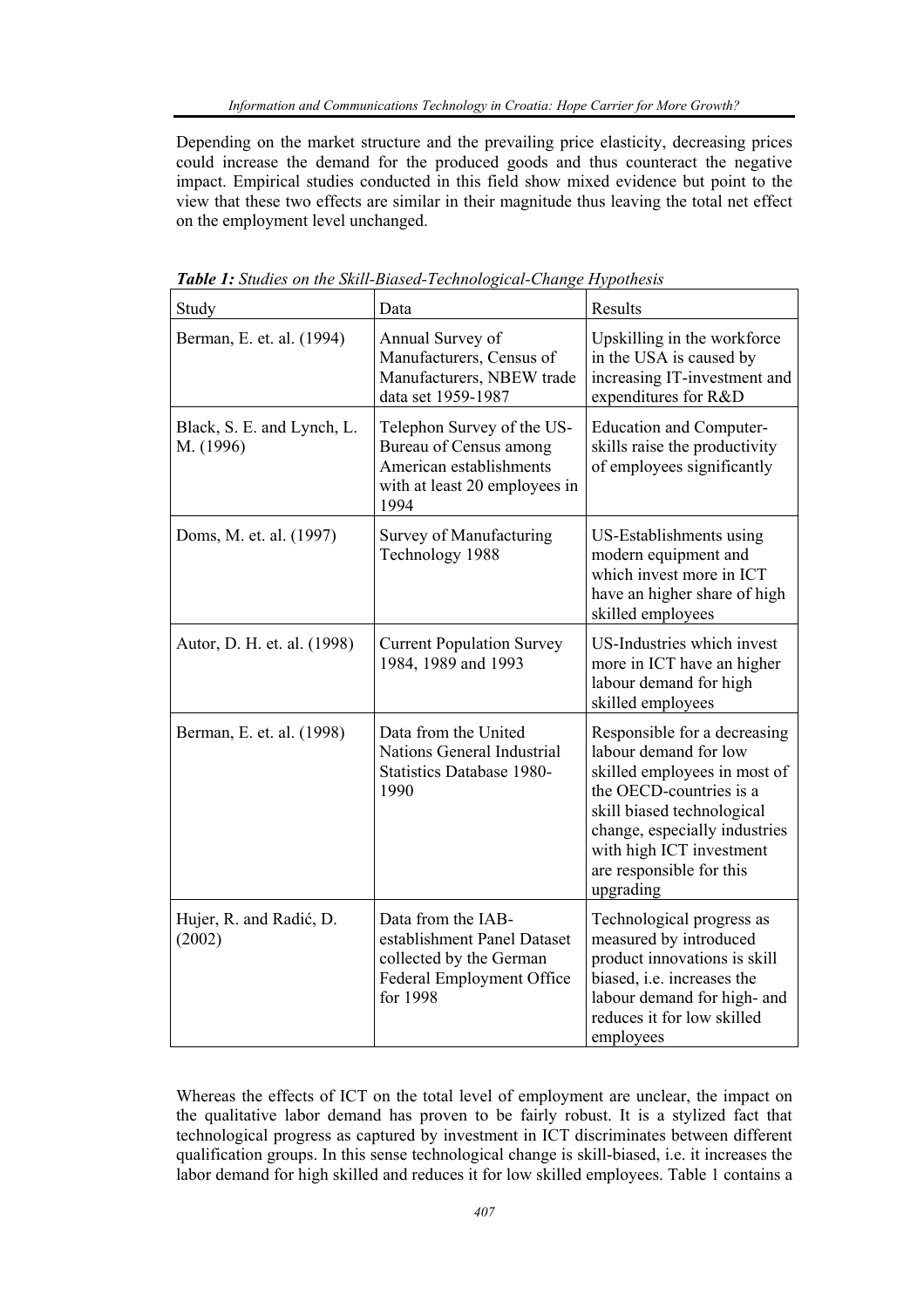Depending on the market structure and the prevailing price elasticity, decreasing prices could increase the demand for the produced goods and thus counteract the negative impact. Empirical studies conducted in this field show mixed evidence but point to the view that these two effects are similar in their magnitude thus leaving the total net effect on the employment level unchanged.

***Table 1:*** *Studies on the Skill-Biased-Technological-Change Hypothesis*

| Study | Data | Results |
|---|---|---|
| Berman, E. et. al. (1994) | Annual Survey of Manufacturers, Census of Manufacturers, NBEW trade data set 1959-1987 | Upskilling in the workforce in the USA is caused by increasing IT-investment and expenditures for R&D |
| Black, S. E. and Lynch, L. M. (1996) | Telephon Survey of the US-Bureau of Census among American establishments with at least 20 employees in 1994 | Education and Computer-skills raise the productivity of employees significantly |
| Doms, M. et. al. (1997) | Survey of Manufacturing Technology 1988 | US-Establishments using modern equipment and which invest more in ICT have an higher share of high skilled employees |
| Autor, D. H. et. al. (1998) | Current Population Survey 1984, 1989 and 1993 | US-Industries which invest more in ICT have an higher labour demand for high skilled employees |
| Berman, E. et. al. (1998) | Data from the United Nations General Industrial Statistics Database 1980-1990 | Responsible for a decreasing labour demand for low skilled employees in most of the OECD-countries is a skill biased technological change, especially industries with high ICT investment are responsible for this upgrading |
| Hujer, R. and Radić, D. (2002) | Data from the IAB-establishment Panel Dataset collected by the German Federal Employment Office for 1998 | Technological progress as measured by introduced product innovations is skill biased, i.e. increases the labour demand for high- and reduces it for low skilled employees |

Whereas the effects of ICT on the total level of employment are unclear, the impact on the qualitative labor demand has proven to be fairly robust. It is a stylized fact that technological progress as captured by investment in ICT discriminates between different qualification groups. In this sense technological change is skill-biased, i.e. it increases the labor demand for high skilled and reduces it for low skilled employees. Table 1 contains a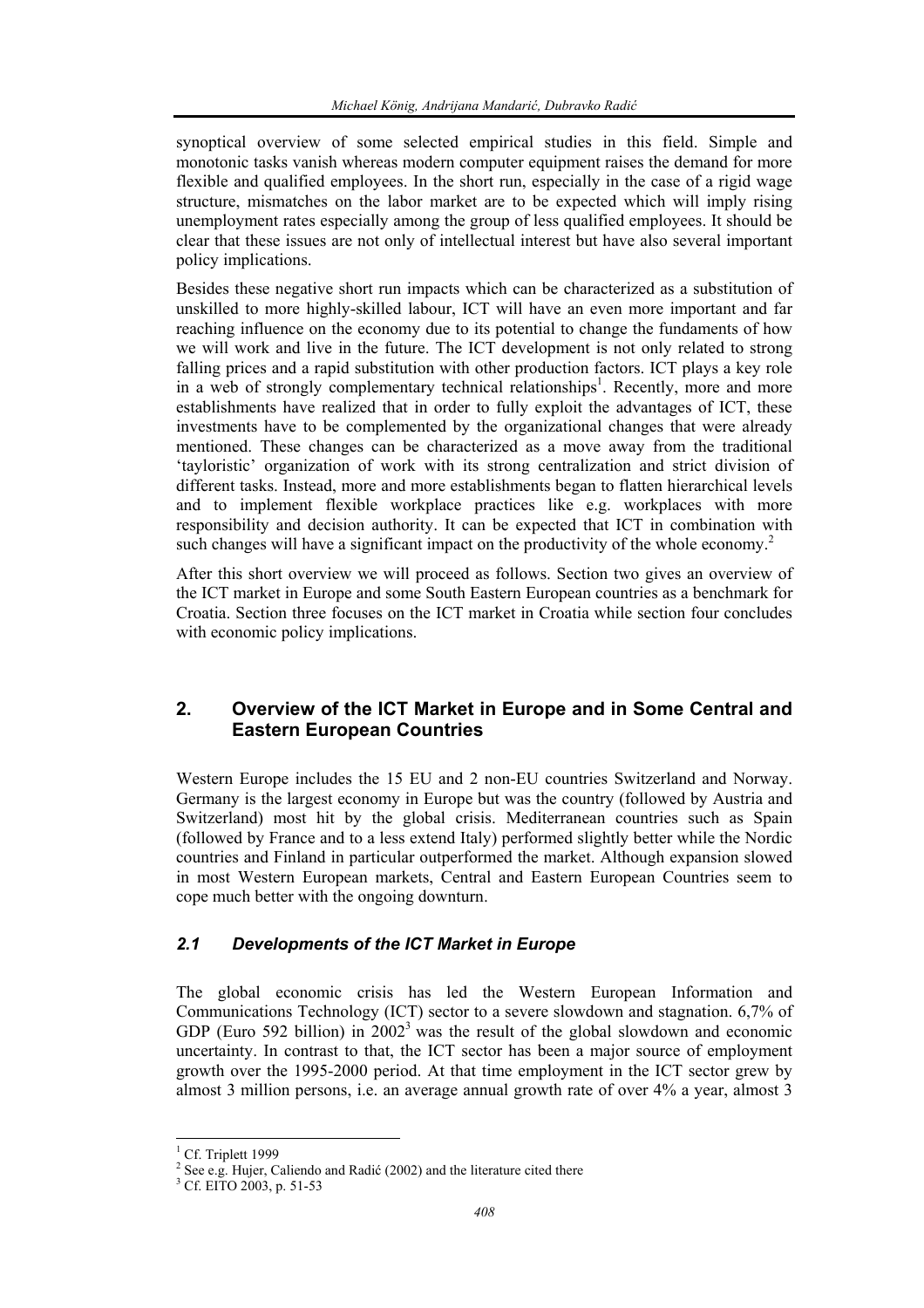synoptical overview of some selected empirical studies in this field. Simple and monotonic tasks vanish whereas modern computer equipment raises the demand for more flexible and qualified employees. In the short run, especially in the case of a rigid wage structure, mismatches on the labor market are to be expected which will imply rising unemployment rates especially among the group of less qualified employees. It should be clear that these issues are not only of intellectual interest but have also several important policy implications.

Besides these negative short run impacts which can be characterized as a substitution of unskilled to more highly-skilled labour, ICT will have an even more important and far reaching influence on the economy due to its potential to change the fundaments of how we will work and live in the future. The ICT development is not only related to strong falling prices and a rapid substitution with other production factors. ICT plays a key role in a web of strongly complementary technical relationships[1]. Recently, more and more establishments have realized that in order to fully exploit the advantages of ICT, these investments have to be complemented by the organizational changes that were already mentioned. These changes can be characterized as a move away from the traditional 'tayloristic' organization of work with its strong centralization and strict division of different tasks. Instead, more and more establishments began to flatten hierarchical levels and to implement flexible workplace practices like e.g. workplaces with more responsibility and decision authority. It can be expected that ICT in combination with such changes will have a significant impact on the productivity of the whole economy.[2]

After this short overview we will proceed as follows. Section two gives an overview of the ICT market in Europe and some South Eastern European countries as a benchmark for Croatia. Section three focuses on the ICT market in Croatia while section four concludes with economic policy implications.

## 2. Overview of the ICT Market in Europe and in Some Central and Eastern European Countries

Western Europe includes the 15 EU and 2 non-EU countries Switzerland and Norway. Germany is the largest economy in Europe but was the country (followed by Austria and Switzerland) most hit by the global crisis. Mediterranean countries such as Spain (followed by France and to a less extend Italy) performed slightly better while the Nordic countries and Finland in particular outperformed the market. Although expansion slowed in most Western European markets, Central and Eastern European Countries seem to cope much better with the ongoing downturn.

### *2.1 Developments of the ICT Market in Europe*

The global economic crisis has led the Western European Information and Communications Technology (ICT) sector to a severe slowdown and stagnation. 6,7% of GDP (Euro 592 billion) in 2002[3] was the result of the global slowdown and economic uncertainty. In contrast to that, the ICT sector has been a major source of employment growth over the 1995-2000 period. At that time employment in the ICT sector grew by almost 3 million persons, i.e. an average annual growth rate of over 4% a year, almost 3

---

[1] Cf. Triplett 1999

[2] See e.g. Hujer, Caliendo and Radić (2002) and the literature cited there

[3] Cf. EITO 2003, p. 51-53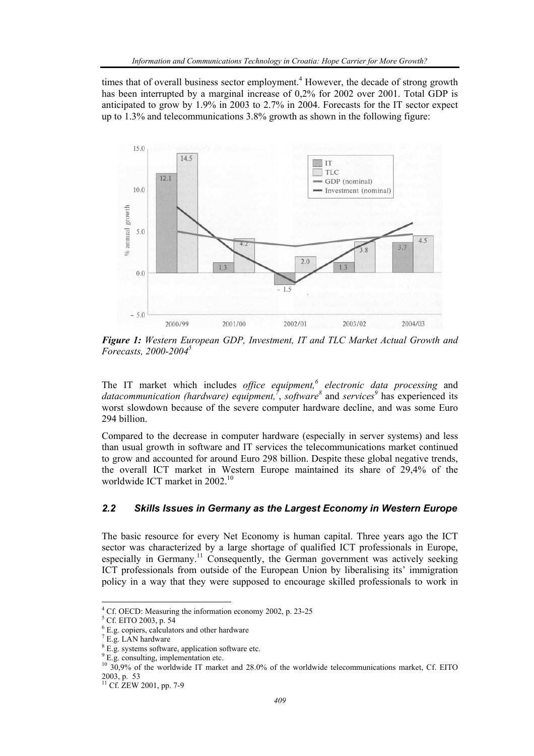times that of overall business sector employment.[4] However, the decade of strong growth has been interrupted by a marginal increase of 0,2% for 2002 over 2001. Total GDP is anticipated to grow by 1.9% in 2003 to 2.7% in 2004. Forecasts for the IT sector expect up to 1.3% and telecommunications 3.8% growth as shown in the following figure:

***Figure 1:*** *Western European GDP, Investment, IT and TLC Market Actual Growth and Forecasts, 2000-2004*[5]

The IT market which includes *office equipment,*[6] *electronic data processing* and *datacommunication (hardware) equipment,*[7], *software*[8] and *services*[9] has experienced its worst slowdown because of the severe computer hardware decline, and was some Euro 294 billion.

Compared to the decrease in computer hardware (especially in server systems) and less than usual growth in software and IT services the telecommunications market continued to grow and accounted for around Euro 298 billion. Despite these global negative trends, the overall ICT market in Western Europe maintained its share of 29,4% of the worldwide ICT market in 2002.[10]

### 2.2 Skills Issues in Germany as the Largest Economy in Western Europe

The basic resource for every Net Economy is human capital. Three years ago the ICT sector was characterized by a large shortage of qualified ICT professionals in Europe, especially in Germany.[11] Consequently, the German government was actively seeking ICT professionals from outside of the European Union by liberalising its' immigration policy in a way that they were supposed to encourage skilled professionals to work in

---

[4] Cf. OECD: Measuring the information economy 2002, p. 23-25

[5] Cf. EITO 2003, p. 54

[6] E.g. copiers, calculators and other hardware

[7] E.g. LAN hardware

[8] E.g. systems software, application software etc.

[9] E.g. consulting, implementation etc.

[10] 30,9% of the worldwide IT market and 28.0% of the worldwide telecommunications market, Cf. EITO 2003, p. 53

[11] Cf. ZEW 2001, pp. 7-9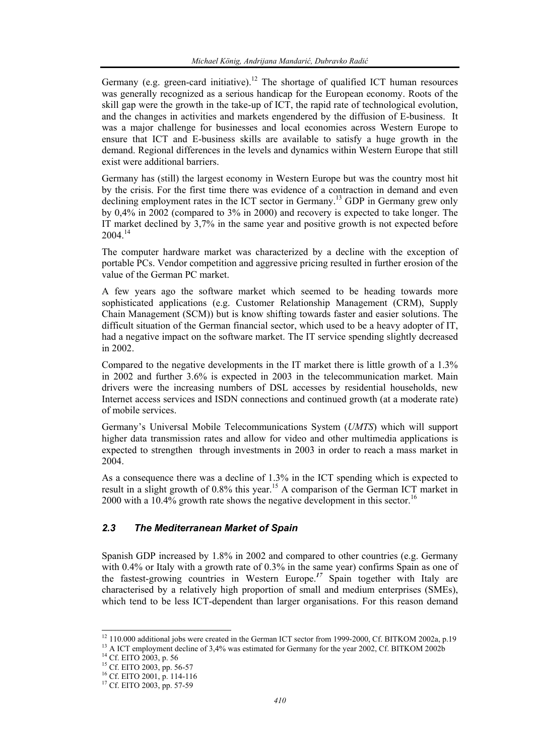Germany (e.g. green-card initiative).[12] The shortage of qualified ICT human resources was generally recognized as a serious handicap for the European economy. Roots of the skill gap were the growth in the take-up of ICT, the rapid rate of technological evolution, and the changes in activities and markets engendered by the diffusion of E-business. It was a major challenge for businesses and local economies across Western Europe to ensure that ICT and E-business skills are available to satisfy a huge growth in the demand. Regional differences in the levels and dynamics within Western Europe that still exist were additional barriers.

Germany has (still) the largest economy in Western Europe but was the country most hit by the crisis. For the first time there was evidence of a contraction in demand and even declining employment rates in the ICT sector in Germany.[13] GDP in Germany grew only by 0,4% in 2002 (compared to 3% in 2000) and recovery is expected to take longer. The IT market declined by 3,7% in the same year and positive growth is not expected before 2004.[14]

The computer hardware market was characterized by a decline with the exception of portable PCs. Vendor competition and aggressive pricing resulted in further erosion of the value of the German PC market.

A few years ago the software market which seemed to be heading towards more sophisticated applications (e.g. Customer Relationship Management (CRM), Supply Chain Management (SCM)) but is know shifting towards faster and easier solutions. The difficult situation of the German financial sector, which used to be a heavy adopter of IT, had a negative impact on the software market. The IT service spending slightly decreased in 2002.

Compared to the negative developments in the IT market there is little growth of a 1.3% in 2002 and further 3.6% is expected in 2003 in the telecommunication market. Main drivers were the increasing numbers of DSL accesses by residential households, new Internet access services and ISDN connections and continued growth (at a moderate rate) of mobile services.

Germany's Universal Mobile Telecommunications System (*UMTS*) which will support higher data transmission rates and allow for video and other multimedia applications is expected to strengthen through investments in 2003 in order to reach a mass market in 2004.

As a consequence there was a decline of 1.3% in the ICT spending which is expected to result in a slight growth of 0.8% this year.[15] A comparison of the German ICT market in 2000 with a 10.4% growth rate shows the negative development in this sector.[16]

### *2.3 The Mediterranean Market of Spain*

Spanish GDP increased by 1.8% in 2002 and compared to other countries (e.g. Germany with 0.4% or Italy with a growth rate of 0.3% in the same year) confirms Spain as one of the fastest-growing countries in Western Europe.[17] Spain together with Italy are characterised by a relatively high proportion of small and medium enterprises (SMEs), which tend to be less ICT-dependent than larger organisations. For this reason demand

---

[12] 110.000 additional jobs were created in the German ICT sector from 1999-2000, Cf. BITKOM 2002a, p.19

[13] A ICT employment decline of 3,4% was estimated for Germany for the year 2002, Cf. BITKOM 2002b

[14] Cf. EITO 2003, p. 56

[15] Cf. EITO 2003, pp. 56-57

[16] Cf. EITO 2001, p. 114-116

[17] Cf. EITO 2003, pp. 57-59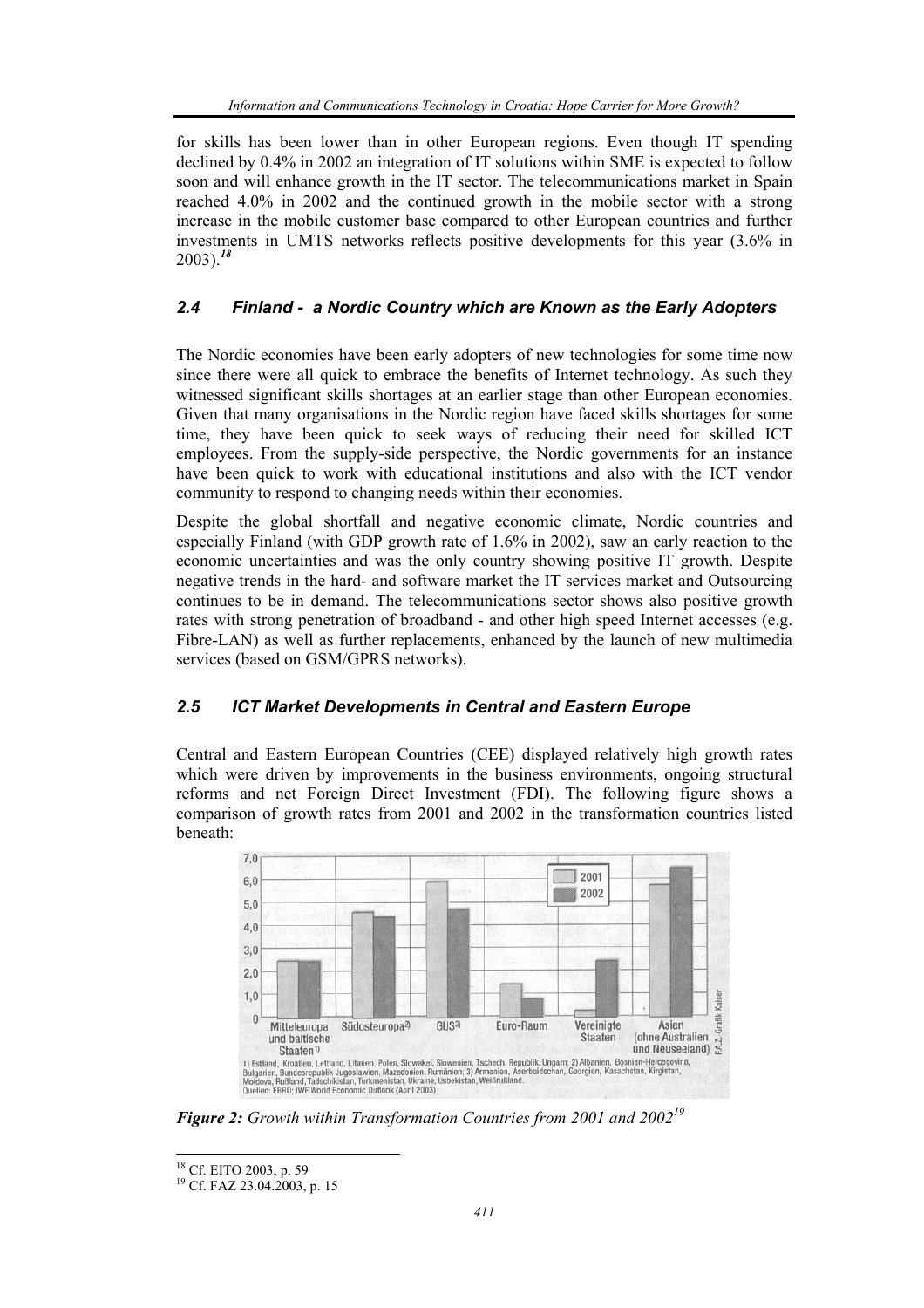for skills has been lower than in other European regions. Even though IT spending declined by 0.4% in 2002 an integration of IT solutions within SME is expected to follow soon and will enhance growth in the IT sector. The telecommunications market in Spain reached 4.0% in 2002 and the continued growth in the mobile sector with a strong increase in the mobile customer base compared to other European countries and further investments in UMTS networks reflects positive developments for this year (3.6% in 2003).[18]

## *2.4 Finland - a Nordic Country which are Known as the Early Adopters*

The Nordic economies have been early adopters of new technologies for some time now since there were all quick to embrace the benefits of Internet technology. As such they witnessed significant skills shortages at an earlier stage than other European economies. Given that many organisations in the Nordic region have faced skills shortages for some time, they have been quick to seek ways of reducing their need for skilled ICT employees. From the supply-side perspective, the Nordic governments for an instance have been quick to work with educational institutions and also with the ICT vendor community to respond to changing needs within their economies.

Despite the global shortfall and negative economic climate, Nordic countries and especially Finland (with GDP growth rate of 1.6% in 2002), saw an early reaction to the economic uncertainties and was the only country showing positive IT growth. Despite negative trends in the hard- and software market the IT services market and Outsourcing continues to be in demand. The telecommunications sector shows also positive growth rates with strong penetration of broadband - and other high speed Internet accesses (e.g. Fibre-LAN) as well as further replacements, enhanced by the launch of new multimedia services (based on GSM/GPRS networks).

## *2.5 ICT Market Developments in Central and Eastern Europe*

Central and Eastern European Countries (CEE) displayed relatively high growth rates which were driven by improvements in the business environments, ongoing structural reforms and net Foreign Direct Investment (FDI). The following figure shows a comparison of growth rates from 2001 and 2002 in the transformation countries listed beneath:

***Figure 2:*** *Growth within Transformation Countries from 2001 and 2002*[19]

[18] Cf. EITO 2003, p. 59

[19] Cf. FAZ 23.04.2003, p. 15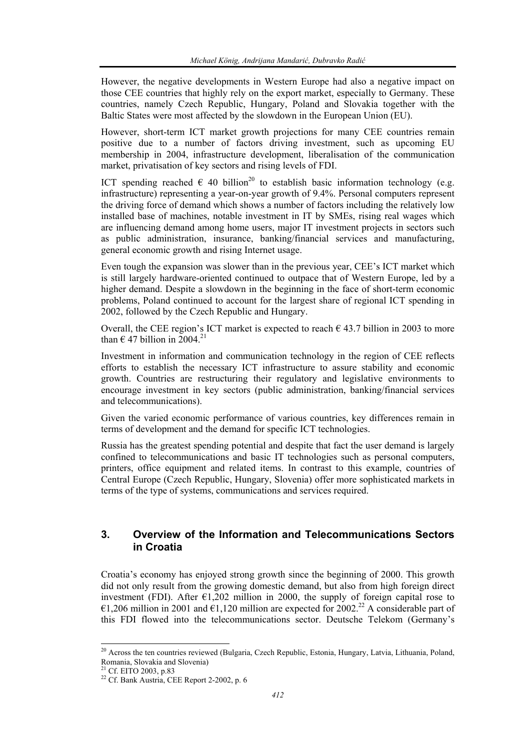However, the negative developments in Western Europe had also a negative impact on those CEE countries that highly rely on the export market, especially to Germany. These countries, namely Czech Republic, Hungary, Poland and Slovakia together with the Baltic States were most affected by the slowdown in the European Union (EU).

However, short-term ICT market growth projections for many CEE countries remain positive due to a number of factors driving investment, such as upcoming EU membership in 2004, infrastructure development, liberalisation of the communication market, privatisation of key sectors and rising levels of FDI.

ICT spending reached € 40 billion[20] to establish basic information technology (e.g. infrastructure) representing a year-on-year growth of 9.4%. Personal computers represent the driving force of demand which shows a number of factors including the relatively low installed base of machines, notable investment in IT by SMEs, rising real wages which are influencing demand among home users, major IT investment projects in sectors such as public administration, insurance, banking/financial services and manufacturing, general economic growth and rising Internet usage.

Even tough the expansion was slower than in the previous year, CEE's ICT market which is still largely hardware-oriented continued to outpace that of Western Europe, led by a higher demand. Despite a slowdown in the beginning in the face of short-term economic problems, Poland continued to account for the largest share of regional ICT spending in 2002, followed by the Czech Republic and Hungary.

Overall, the CEE region's ICT market is expected to reach € 43.7 billion in 2003 to more than € 47 billion in 2004.[21]

Investment in information and communication technology in the region of CEE reflects efforts to establish the necessary ICT infrastructure to assure stability and economic growth. Countries are restructuring their regulatory and legislative environments to encourage investment in key sectors (public administration, banking/financial services and telecommunications).

Given the varied economic performance of various countries, key differences remain in terms of development and the demand for specific ICT technologies.

Russia has the greatest spending potential and despite that fact the user demand is largely confined to telecommunications and basic IT technologies such as personal computers, printers, office equipment and related items. In contrast to this example, countries of Central Europe (Czech Republic, Hungary, Slovenia) offer more sophisticated markets in terms of the type of systems, communications and services required.

## 3. Overview of the Information and Telecommunications Sectors in Croatia

Croatia's economy has enjoyed strong growth since the beginning of 2000. This growth did not only result from the growing domestic demand, but also from high foreign direct investment (FDI). After €1,202 million in 2000, the supply of foreign capital rose to €1,206 million in 2001 and €1,120 million are expected for 2002.[22] A considerable part of this FDI flowed into the telecommunications sector. Deutsche Telekom (Germany's

---

[20] Across the ten countries reviewed (Bulgaria, Czech Republic, Estonia, Hungary, Latvia, Lithuania, Poland, Romania, Slovakia and Slovenia)

[21] Cf. EITO 2003, p.83

[22] Cf. Bank Austria, CEE Report 2-2002, p. 6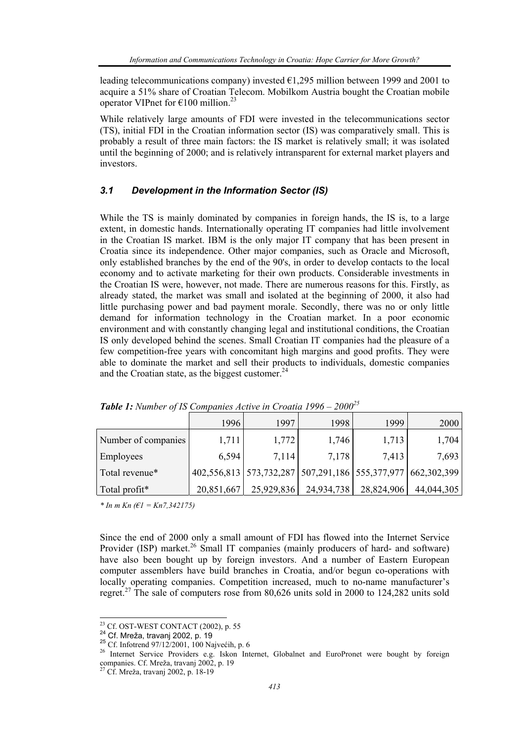leading telecommunications company) invested €1,295 million between 1999 and 2001 to acquire a 51% share of Croatian Telecom. Mobilkom Austria bought the Croatian mobile operator VIPnet for €100 million.[23]

While relatively large amounts of FDI were invested in the telecommunications sector (TS), initial FDI in the Croatian information sector (IS) was comparatively small. This is probably a result of three main factors: the IS market is relatively small; it was isolated until the beginning of 2000; and is relatively intransparent for external market players and investors.

### *3.1 Development in the Information Sector (IS)*

While the TS is mainly dominated by companies in foreign hands, the IS is, to a large extent, in domestic hands. Internationally operating IT companies had little involvement in the Croatian IS market. IBM is the only major IT company that has been present in Croatia since its independence. Other major companies, such as Oracle and Microsoft, only established branches by the end of the 90's, in order to develop contacts to the local economy and to activate marketing for their own products. Considerable investments in the Croatian IS were, however, not made. There are numerous reasons for this. Firstly, as already stated, the market was small and isolated at the beginning of 2000, it also had little purchasing power and bad payment morale. Secondly, there was no or only little demand for information technology in the Croatian market. In a poor economic environment and with constantly changing legal and institutional conditions, the Croatian IS only developed behind the scenes. Small Croatian IT companies had the pleasure of a few competition-free years with concomitant high margins and good profits. They were able to dominate the market and sell their products to individuals, domestic companies and the Croatian state, as the biggest customer.[24]

***Table 1:*** *Number of IS Companies Active in Croatia 1996 – 2000*[25]

| | 1996 | 1997 | 1998 | 1999 | 2000 |
|---|---|---|---|---|---|
| Number of companies | 1,711 | 1,772 | 1,746 | 1,713 | 1,704 |
| Employees | 6,594 | 7,114 | 7,178 | 7,413 | 7,693 |
| Total revenue* | 402,556,813 | 573,732,287 | 507,291,186 | 555,377,977 | 662,302,399 |
| Total profit* | 20,851,667 | 25,929,836 | 24,934,738 | 28,824,906 | 44,044,305 |

*\* In m Kn (€1 = Kn7,342175)*

Since the end of 2000 only a small amount of FDI has flowed into the Internet Service Provider (ISP) market.[26] Small IT companies (mainly producers of hard- and software) have also been bought up by foreign investors. And a number of Eastern European computer assemblers have build branches in Croatia, and/or begun co-operations with locally operating companies. Competition increased, much to no-name manufacturer's regret.[27] The sale of computers rose from 80,626 units sold in 2000 to 124,282 units sold

---

[23] Cf. OST-WEST CONTACT (2002), p. 55

[24] Cf. Mreža, travanj 2002, p. 19

[25] Cf. Infotrend 97/12/2001, 100 Najvećih, p. 6

[26] Internet Service Providers e.g. Iskon Internet, Globalnet and EuroPronet were bought by foreign companies. Cf. Mreža, travanj 2002, p. 19

[27] Cf. Mreža, travanj 2002, p. 18-19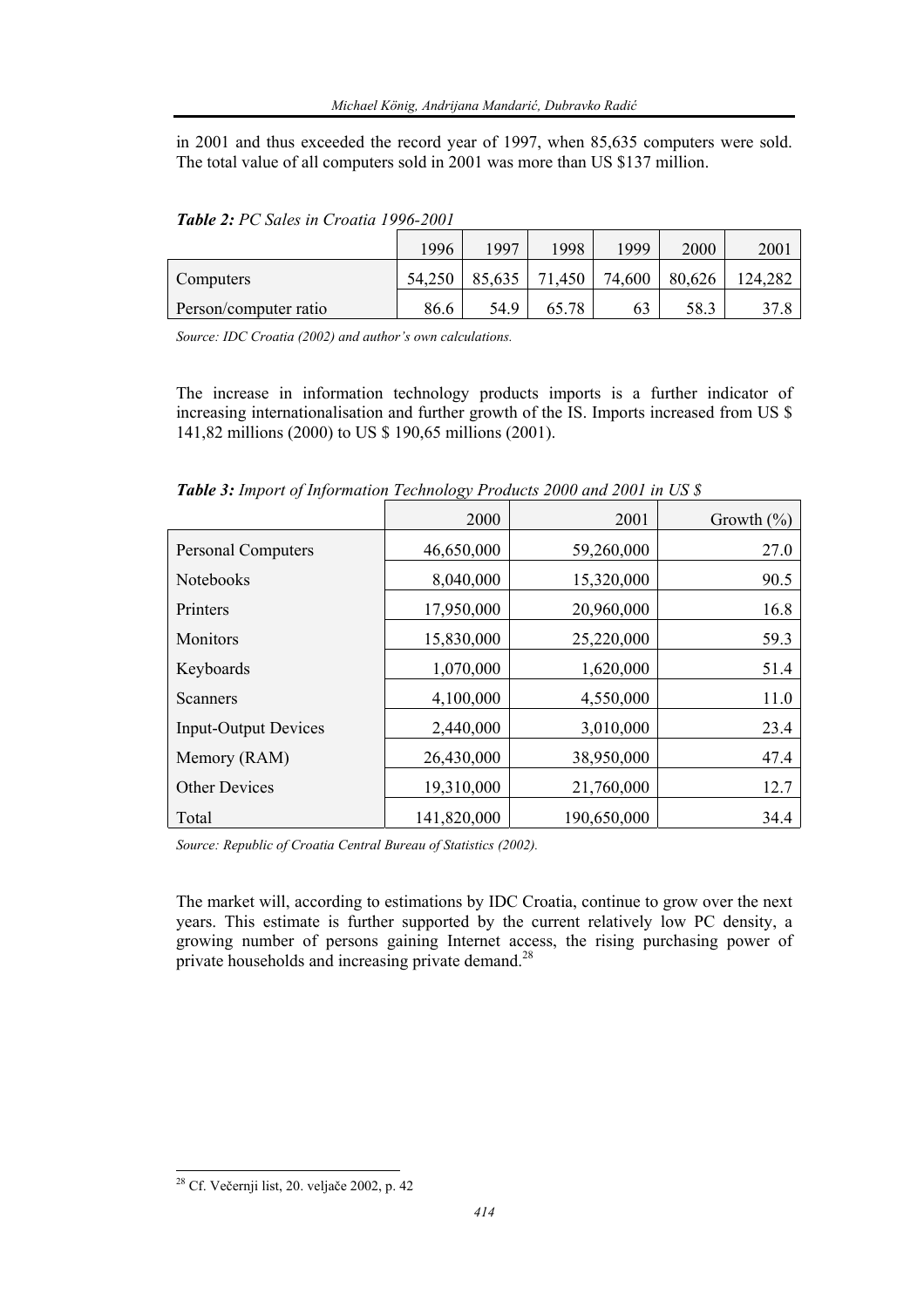in 2001 and thus exceeded the record year of 1997, when 85,635 computers were sold. The total value of all computers sold in 2001 was more than US $137 million.

***Table 2:** PC Sales in Croatia 1996-2001*

| | 1996 | 1997 | 1998 | 1999 | 2000 | 2001 |
|---|---|---|---|---|---|---|
| Computers | 54,250 | 85,635 | 71,450 | 74,600 | 80,626 | 124,282 |
| Person/computer ratio | 86.6 | 54.9 | 65.78 | 63 | 58.3 | 37.8 |

*Source: IDC Croatia (2002) and author's own calculations.*

The increase in information technology products imports is a further indicator of increasing internationalisation and further growth of the IS. Imports increased from US $ 141,82 millions (2000) to US $ 190,65 millions (2001).

***Table 3:** Import of Information Technology Products 2000 and 2001 in US $*

| | 2000 | 2001 | Growth (%) |
|---|---|---|---|
| Personal Computers | 46,650,000 | 59,260,000 | 27.0 |
| Notebooks | 8,040,000 | 15,320,000 | 90.5 |
| Printers | 17,950,000 | 20,960,000 | 16.8 |
| Monitors | 15,830,000 | 25,220,000 | 59.3 |
| Keyboards | 1,070,000 | 1,620,000 | 51.4 |
| Scanners | 4,100,000 | 4,550,000 | 11.0 |
| Input-Output Devices | 2,440,000 | 3,010,000 | 23.4 |
| Memory (RAM) | 26,430,000 | 38,950,000 | 47.4 |
| Other Devices | 19,310,000 | 21,760,000 | 12.7 |
| Total | 141,820,000 | 190,650,000 | 34.4 |

*Source: Republic of Croatia Central Bureau of Statistics (2002).*

The market will, according to estimations by IDC Croatia, continue to grow over the next years. This estimate is further supported by the current relatively low PC density, a growing number of persons gaining Internet access, the rising purchasing power of private households and increasing private demand.[28]

[28] Cf. Večernji list, 20. veljače 2002, p. 42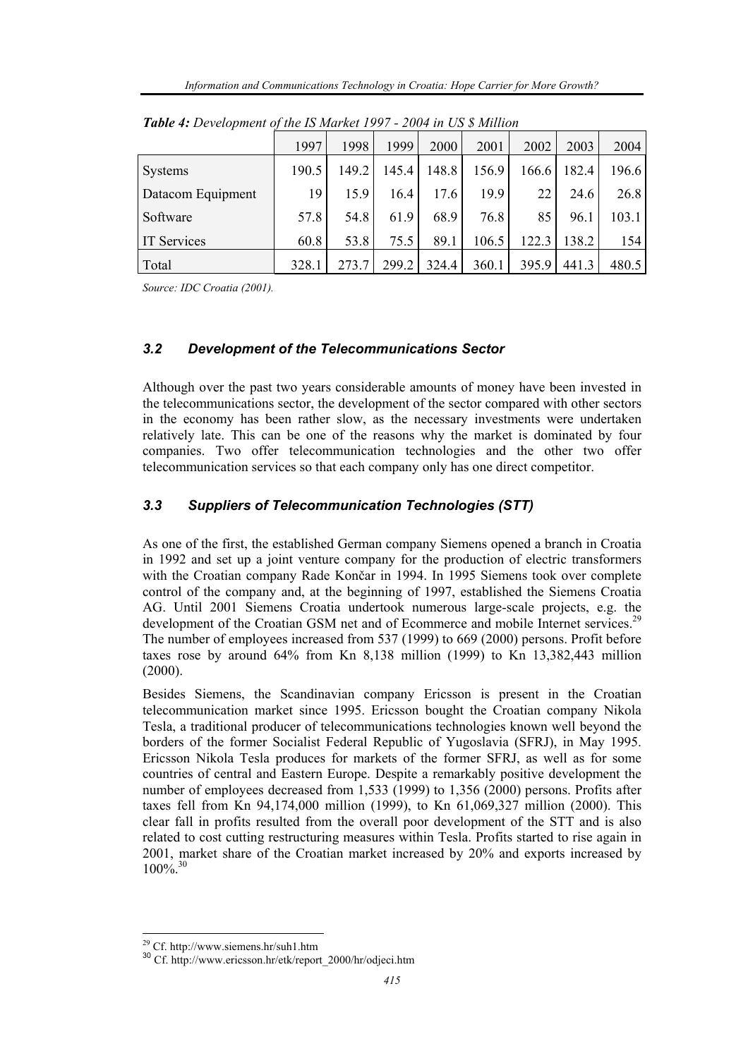*Table 4: Development of the IS Market 1997 - 2004 in US $ Million*

| | 1997 | 1998 | 1999 | 2000 | 2001 | 2002 | 2003 | 2004 |
|---|---|---|---|---|---|---|---|---|
| Systems | 190.5 | 149.2 | 145.4 | 148.8 | 156.9 | 166.6 | 182.4 | 196.6 |
| Datacom Equipment | 19 | 15.9 | 16.4 | 17.6 | 19.9 | 22 | 24.6 | 26.8 |
| Software | 57.8 | 54.8 | 61.9 | 68.9 | 76.8 | 85 | 96.1 | 103.1 |
| IT Services | 60.8 | 53.8 | 75.5 | 89.1 | 106.5 | 122.3 | 138.2 | 154 |
| Total | 328.1 | 273.7 | 299.2 | 324.4 | 360.1 | 395.9 | 441.3 | 480.5 |

*Source: IDC Croatia (2001).*

### *3.2 Development of the Telecommunications Sector*

Although over the past two years considerable amounts of money have been invested in the telecommunications sector, the development of the sector compared with other sectors in the economy has been rather slow, as the necessary investments were undertaken relatively late. This can be one of the reasons why the market is dominated by four companies. Two offer telecommunication technologies and the other two offer telecommunication services so that each company only has one direct competitor.

### *3.3 Suppliers of Telecommunication Technologies (STT)*

As one of the first, the established German company Siemens opened a branch in Croatia in 1992 and set up a joint venture company for the production of electric transformers with the Croatian company Rade Končar in 1994. In 1995 Siemens took over complete control of the company and, at the beginning of 1997, established the Siemens Croatia AG. Until 2001 Siemens Croatia undertook numerous large-scale projects, e.g. the development of the Croatian GSM net and of Ecommerce and mobile Internet services.[29] The number of employees increased from 537 (1999) to 669 (2000) persons. Profit before taxes rose by around 64% from Kn 8,138 million (1999) to Kn 13,382,443 million (2000).

Besides Siemens, the Scandinavian company Ericsson is present in the Croatian telecommunication market since 1995. Ericsson bought the Croatian company Nikola Tesla, a traditional producer of telecommunications technologies known well beyond the borders of the former Socialist Federal Republic of Yugoslavia (SFRJ), in May 1995. Ericsson Nikola Tesla produces for markets of the former SFRJ, as well as for some countries of central and Eastern Europe. Despite a remarkably positive development the number of employees decreased from 1,533 (1999) to 1,356 (2000) persons. Profits after taxes fell from Kn 94,174,000 million (1999), to Kn 61,069,327 million (2000). This clear fall in profits resulted from the overall poor development of the STT and is also related to cost cutting restructuring measures within Tesla. Profits started to rise again in 2001, market share of the Croatian market increased by 20% and exports increased by 100%.[30]

[29] Cf. http://www.siemens.hr/suh1.htm

[30] Cf. http://www.ericsson.hr/etk/report_2000/hr/odjeci.htm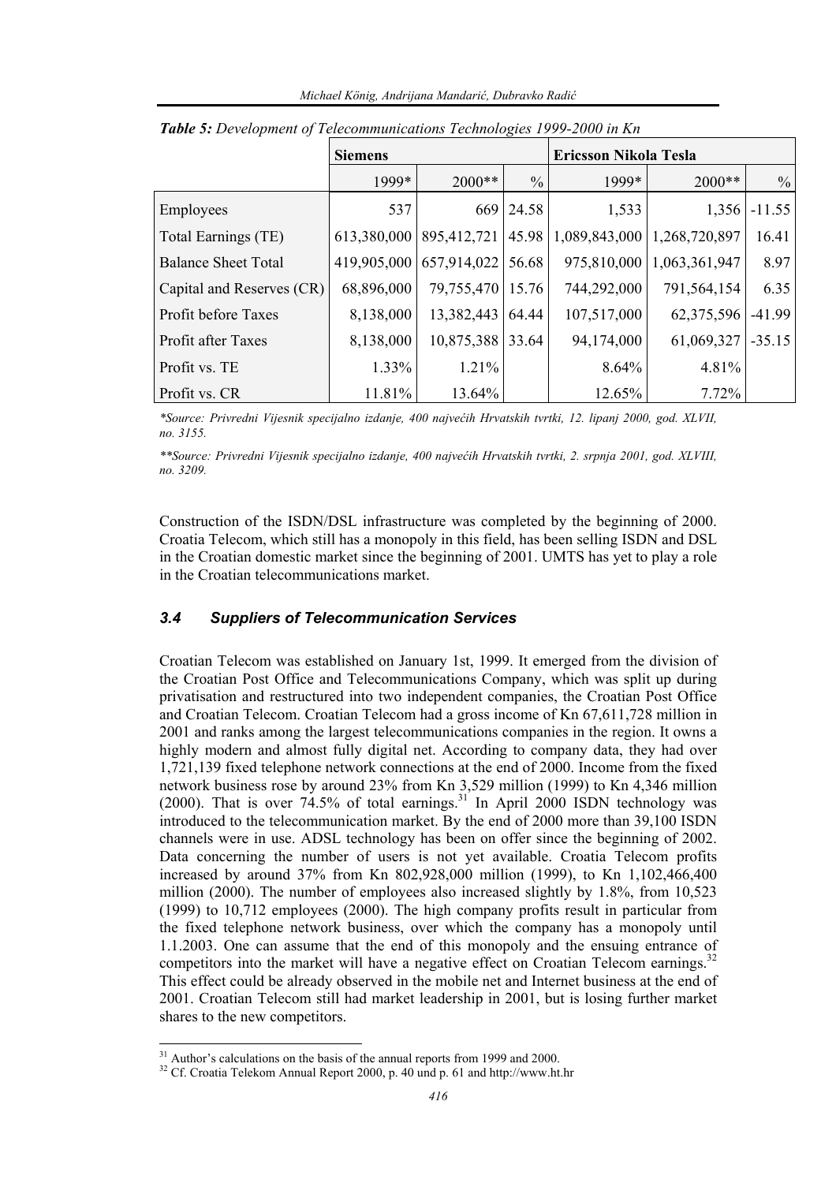***Table 5:** Development of Telecommunications Technologies 1999-2000 in Kn*

| | Siemens | | | Ericsson Nikola Tesla | | |
|---|---|---|---|---|---|---|
| | 1999* | 2000** | % | 1999* | 2000** | % |
| Employees | 537 | 669 | 24.58 | 1,533 | 1,356 | -11.55 |
| Total Earnings (TE) | 613,380,000 | 895,412,721 | 45.98 | 1,089,843,000 | 1,268,720,897 | 16.41 |
| Balance Sheet Total | 419,905,000 | 657,914,022 | 56.68 | 975,810,000 | 1,063,361,947 | 8.97 |
| Capital and Reserves (CR) | 68,896,000 | 79,755,470 | 15.76 | 744,292,000 | 791,564,154 | 6.35 |
| Profit before Taxes | 8,138,000 | 13,382,443 | 64.44 | 107,517,000 | 62,375,596 | -41.99 |
| Profit after Taxes | 8,138,000 | 10,875,388 | 33.64 | 94,174,000 | 61,069,327 | -35.15 |
| Profit vs. TE | 1.33% | 1.21% | | 8.64% | 4.81% | |
| Profit vs. CR | 11.81% | 13.64% | | 12.65% | 7.72% | |

**Source: Privredni Vijesnik specijalno izdanje, 400 najvećih Hrvatskih tvrtki, 12. lipanj 2000, god. XLVII, no. 3155.*

***Source: Privredni Vijesnik specijalno izdanje, 400 najvećih Hrvatskih tvrtki, 2. srpnja 2001, god. XLVIII, no. 3209.*

Construction of the ISDN/DSL infrastructure was completed by the beginning of 2000. Croatia Telecom, which still has a monopoly in this field, has been selling ISDN and DSL in the Croatian domestic market since the beginning of 2001. UMTS has yet to play a role in the Croatian telecommunications market.

### *3.4 Suppliers of Telecommunication Services*

Croatian Telecom was established on January 1st, 1999. It emerged from the division of the Croatian Post Office and Telecommunications Company, which was split up during privatisation and restructured into two independent companies, the Croatian Post Office and Croatian Telecom. Croatian Telecom had a gross income of Kn 67,611,728 million in 2001 and ranks among the largest telecommunications companies in the region. It owns a highly modern and almost fully digital net. According to company data, they had over 1,721,139 fixed telephone network connections at the end of 2000. Income from the fixed network business rose by around 23% from Kn 3,529 million (1999) to Kn 4,346 million (2000). That is over 74.5% of total earnings.[31] In April 2000 ISDN technology was introduced to the telecommunication market. By the end of 2000 more than 39,100 ISDN channels were in use. ADSL technology has been on offer since the beginning of 2002. Data concerning the number of users is not yet available. Croatia Telecom profits increased by around 37% from Kn 802,928,000 million (1999), to Kn 1,102,466,400 million (2000). The number of employees also increased slightly by 1.8%, from 10,523 (1999) to 10,712 employees (2000). The high company profits result in particular from the fixed telephone network business, over which the company has a monopoly until 1.1.2003. One can assume that the end of this monopoly and the ensuing entrance of competitors into the market will have a negative effect on Croatian Telecom earnings.[32] This effect could be already observed in the mobile net and Internet business at the end of 2001. Croatian Telecom still had market leadership in 2001, but is losing further market shares to the new competitors.

[31] Author's calculations on the basis of the annual reports from 1999 and 2000.

[32] Cf. Croatia Telekom Annual Report 2000, p. 40 und p. 61 and http://www.ht.hr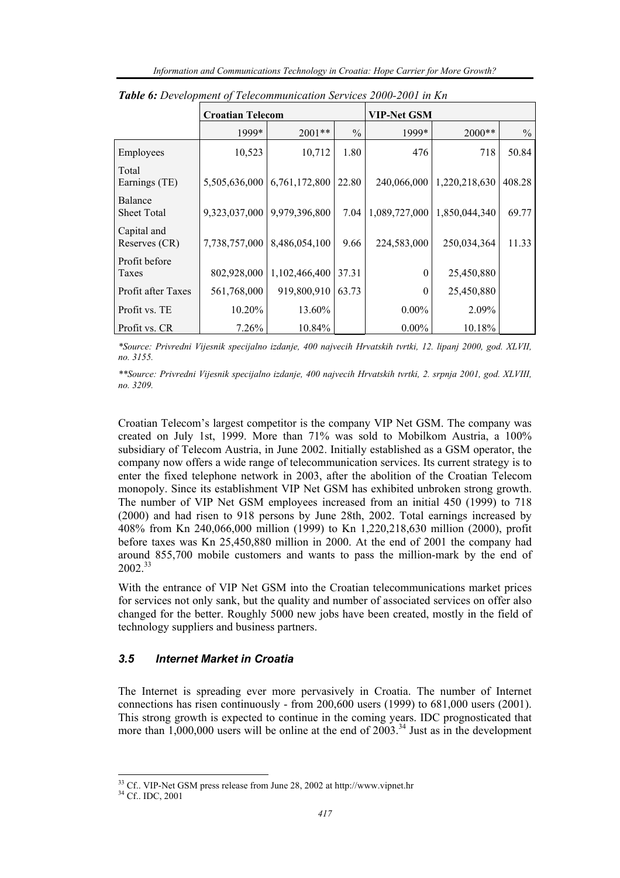***Table 6:** Development of Telecommunication Services 2000-2001 in Kn*

| | Croatian Telecom | | | VIP-Net GSM | | |
|---|---|---|---|---|---|---|
| | 1999* | 2001** | % | 1999* | 2000** | % |
| Employees | 10,523 | 10,712 | 1.80 | 476 | 718 | 50.84 |
| Total Earnings (TE) | 5,505,636,000 | 6,761,172,800 | 22.80 | 240,066,000 | 1,220,218,630 | 408.28 |
| Balance Sheet Total | 9,323,037,000 | 9,979,396,800 | 7.04 | 1,089,727,000 | 1,850,044,340 | 69.77 |
| Capital and Reserves (CR) | 7,738,757,000 | 8,486,054,100 | 9.66 | 224,583,000 | 250,034,364 | 11.33 |
| Profit before Taxes | 802,928,000 | 1,102,466,400 | 37.31 | 0 | 25,450,880 | |
| Profit after Taxes | 561,768,000 | 919,800,910 | 63.73 | 0 | 25,450,880 | |
| Profit vs. TE | 10.20% | 13.60% | | 0.00% | 2.09% | |
| Profit vs. CR | 7.26% | 10.84% | | 0.00% | 10.18% | |

**Source: Privredni Vijesnik specijalno izdanje, 400 najvecih Hrvatskih tvrtki, 12. lipanj 2000, god. XLVII, no. 3155.*

***Source: Privredni Vijesnik specijalno izdanje, 400 najvecih Hrvatskih tvrtki, 2. srpnja 2001, god. XLVIII, no. 3209.*

Croatian Telecom's largest competitor is the company VIP Net GSM. The company was created on July 1st, 1999. More than 71% was sold to Mobilkom Austria, a 100% subsidiary of Telecom Austria, in June 2002. Initially established as a GSM operator, the company now offers a wide range of telecommunication services. Its current strategy is to enter the fixed telephone network in 2003, after the abolition of the Croatian Telecom monopoly. Since its establishment VIP Net GSM has exhibited unbroken strong growth. The number of VIP Net GSM employees increased from an initial 450 (1999) to 718 (2000) and had risen to 918 persons by June 28th, 2002. Total earnings increased by 408% from Kn 240,066,000 million (1999) to Kn 1,220,218,630 million (2000), profit before taxes was Kn 25,450,880 million in 2000. At the end of 2001 the company had around 855,700 mobile customers and wants to pass the million-mark by the end of 2002.[33]

With the entrance of VIP Net GSM into the Croatian telecommunications market prices for services not only sank, but the quality and number of associated services on offer also changed for the better. Roughly 5000 new jobs have been created, mostly in the field of technology suppliers and business partners.

### *3.5 Internet Market in Croatia*

The Internet is spreading ever more pervasively in Croatia. The number of Internet connections has risen continuously - from 200,600 users (1999) to 681,000 users (2001). This strong growth is expected to continue in the coming years. IDC prognosticated that more than 1,000,000 users will be online at the end of 2003.[34] Just as in the development

---

[33] Cf.. VIP-Net GSM press release from June 28, 2002 at http://www.vipnet.hr

[34] Cf.. IDC, 2001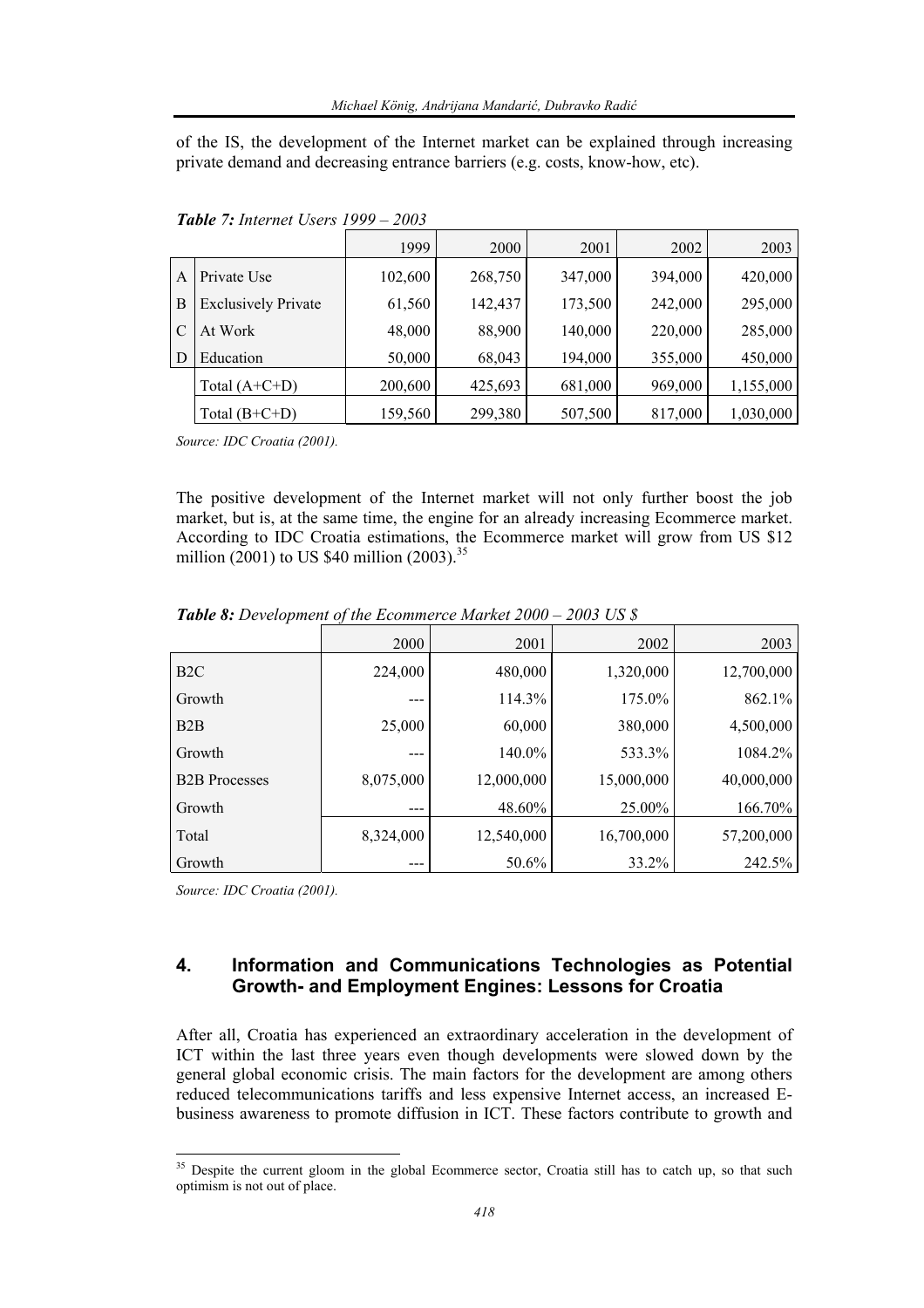of the IS, the development of the Internet market can be explained through increasing private demand and decreasing entrance barriers (e.g. costs, know-how, etc).

***Table 7:*** *Internet Users 1999 – 2003*

| | | 1999 | 2000 | 2001 | 2002 | 2003 |
|---|---|---|---|---|---|---|
| A | Private Use | 102,600 | 268,750 | 347,000 | 394,000 | 420,000 |
| B | Exclusively Private | 61,560 | 142,437 | 173,500 | 242,000 | 295,000 |
| C | At Work | 48,000 | 88,900 | 140,000 | 220,000 | 285,000 |
| D | Education | 50,000 | 68,043 | 194,000 | 355,000 | 450,000 |
| | Total (A+C+D) | 200,600 | 425,693 | 681,000 | 969,000 | 1,155,000 |
| | Total (B+C+D) | 159,560 | 299,380 | 507,500 | 817,000 | 1,030,000 |

*Source: IDC Croatia (2001).*

The positive development of the Internet market will not only further boost the job market, but is, at the same time, the engine for an already increasing Ecommerce market. According to IDC Croatia estimations, the Ecommerce market will grow from US $12 million (2001) to US $40 million (2003).[35]

***Table 8:*** *Development of the Ecommerce Market 2000 – 2003 US $*

| | 2000 | 2001 | 2002 | 2003 |
|---|---|---|---|---|
| B2C | 224,000 | 480,000 | 1,320,000 | 12,700,000 |
| Growth | --- | 114.3% | 175.0% | 862.1% |
| B2B | 25,000 | 60,000 | 380,000 | 4,500,000 |
| Growth | --- | 140.0% | 533.3% | 1084.2% |
| B2B Processes | 8,075,000 | 12,000,000 | 15,000,000 | 40,000,000 |
| Growth | --- | 48.60% | 25.00% | 166.70% |
| Total | 8,324,000 | 12,540,000 | 16,700,000 | 57,200,000 |
| Growth | --- | 50.6% | 33.2% | 242.5% |

*Source: IDC Croatia (2001).*

## 4. Information and Communications Technologies as Potential Growth- and Employment Engines: Lessons for Croatia

After all, Croatia has experienced an extraordinary acceleration in the development of ICT within the last three years even though developments were slowed down by the general global economic crisis. The main factors for the development are among others reduced telecommunications tariffs and less expensive Internet access, an increased E-business awareness to promote diffusion in ICT. These factors contribute to growth and

[35] Despite the current gloom in the global Ecommerce sector, Croatia still has to catch up, so that such optimism is not out of place.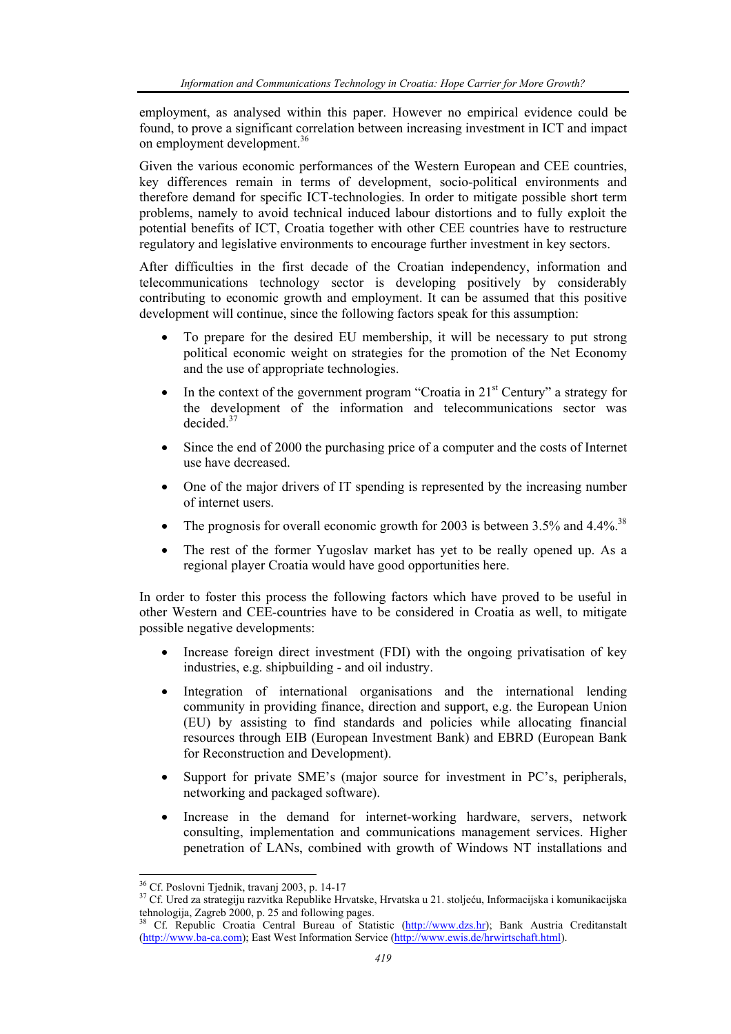employment, as analysed within this paper. However no empirical evidence could be found, to prove a significant correlation between increasing investment in ICT and impact on employment development.[36]

Given the various economic performances of the Western European and CEE countries, key differences remain in terms of development, socio-political environments and therefore demand for specific ICT-technologies. In order to mitigate possible short term problems, namely to avoid technical induced labour distortions and to fully exploit the potential benefits of ICT, Croatia together with other CEE countries have to restructure regulatory and legislative environments to encourage further investment in key sectors.

After difficulties in the first decade of the Croatian independency, information and telecommunications technology sector is developing positively by considerably contributing to economic growth and employment. It can be assumed that this positive development will continue, since the following factors speak for this assumption:

- To prepare for the desired EU membership, it will be necessary to put strong political economic weight on strategies for the promotion of the Net Economy and the use of appropriate technologies.
- In the context of the government program "Croatia in 21st Century" a strategy for the development of the information and telecommunications sector was decided.[37]
- Since the end of 2000 the purchasing price of a computer and the costs of Internet use have decreased.
- One of the major drivers of IT spending is represented by the increasing number of internet users.
- The prognosis for overall economic growth for 2003 is between 3.5% and 4.4%.[38]
- The rest of the former Yugoslav market has yet to be really opened up. As a regional player Croatia would have good opportunities here.

In order to foster this process the following factors which have proved to be useful in other Western and CEE-countries have to be considered in Croatia as well, to mitigate possible negative developments:

- Increase foreign direct investment (FDI) with the ongoing privatisation of key industries, e.g. shipbuilding - and oil industry.
- Integration of international organisations and the international lending community in providing finance, direction and support, e.g. the European Union (EU) by assisting to find standards and policies while allocating financial resources through EIB (European Investment Bank) and EBRD (European Bank for Reconstruction and Development).
- Support for private SME's (major source for investment in PC's, peripherals, networking and packaged software).
- Increase in the demand for internet-working hardware, servers, network consulting, implementation and communications management services. Higher penetration of LANs, combined with growth of Windows NT installations and

---

[36] Cf. Poslovni Tjednik, travanj 2003, p. 14-17

[37] Cf. Ured za strategiju razvitka Republike Hrvatske, Hrvatska u 21. stoljeću, Informacijska i komunikacijska tehnologija, Zagreb 2000, p. 25 and following pages.

[38] Cf. Republic Croatia Central Bureau of Statistic (http://www.dzs.hr); Bank Austria Creditanstalt (http://www.ba-ca.com); East West Information Service (http://www.ewis.de/hrwirtschaft.html).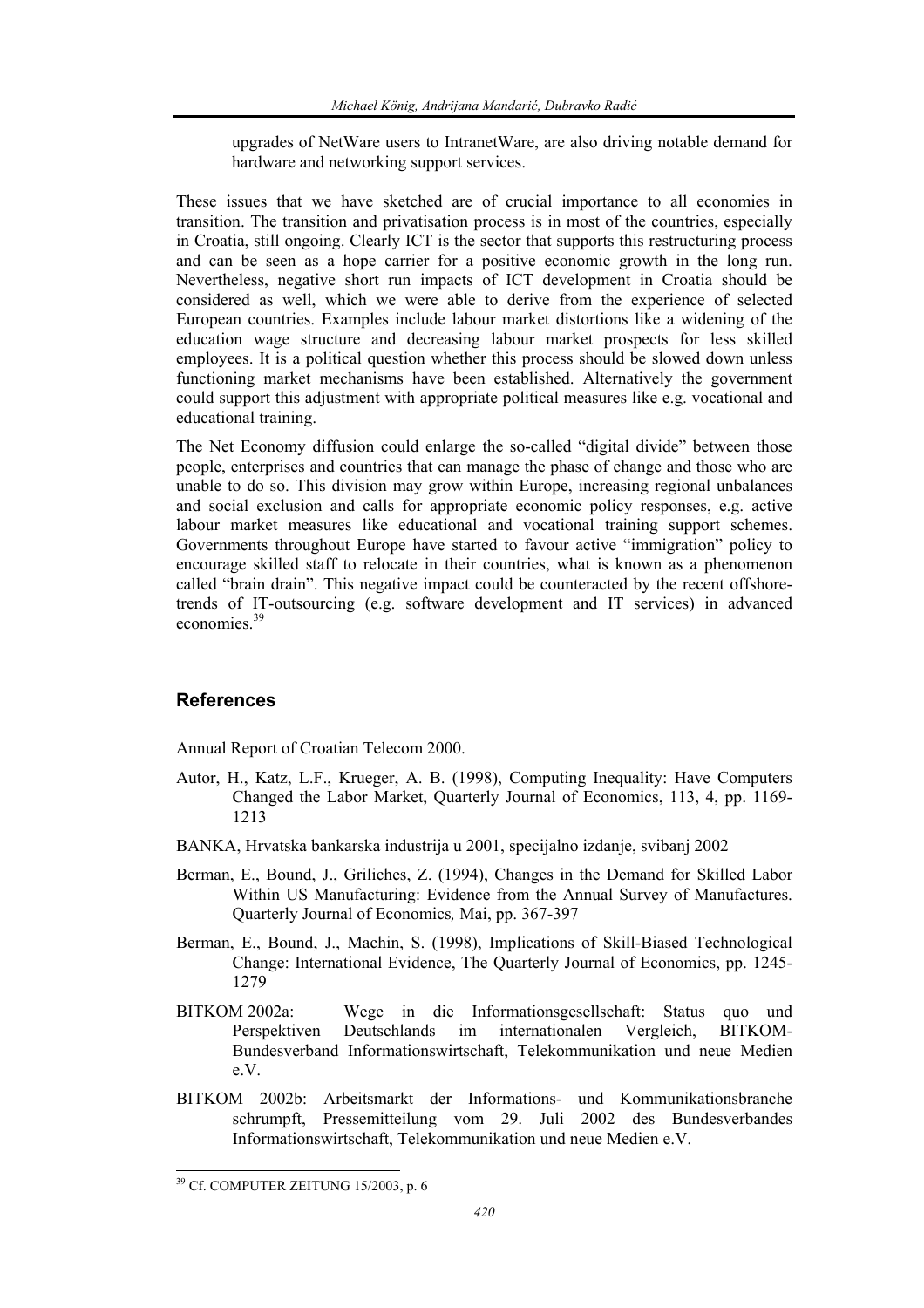upgrades of NetWare users to IntranetWare, are also driving notable demand for hardware and networking support services.

These issues that we have sketched are of crucial importance to all economies in transition. The transition and privatisation process is in most of the countries, especially in Croatia, still ongoing. Clearly ICT is the sector that supports this restructuring process and can be seen as a hope carrier for a positive economic growth in the long run. Nevertheless, negative short run impacts of ICT development in Croatia should be considered as well, which we were able to derive from the experience of selected European countries. Examples include labour market distortions like a widening of the education wage structure and decreasing labour market prospects for less skilled employees. It is a political question whether this process should be slowed down unless functioning market mechanisms have been established. Alternatively the government could support this adjustment with appropriate political measures like e.g. vocational and educational training.

The Net Economy diffusion could enlarge the so-called "digital divide" between those people, enterprises and countries that can manage the phase of change and those who are unable to do so. This division may grow within Europe, increasing regional unbalances and social exclusion and calls for appropriate economic policy responses, e.g. active labour market measures like educational and vocational training support schemes. Governments throughout Europe have started to favour active "immigration" policy to encourage skilled staff to relocate in their countries, what is known as a phenomenon called "brain drain". This negative impact could be counteracted by the recent offshore-trends of IT-outsourcing (e.g. software development and IT services) in advanced economies.[39]

## References

Annual Report of Croatian Telecom 2000.

Autor, H., Katz, L.F., Krueger, A. B. (1998), Computing Inequality: Have Computers Changed the Labor Market, Quarterly Journal of Economics, 113, 4, pp. 1169-1213

BANKA, Hrvatska bankarska industrija u 2001, specijalno izdanje, svibanj 2002

Berman, E., Bound, J., Griliches, Z. (1994), Changes in the Demand for Skilled Labor Within US Manufacturing: Evidence from the Annual Survey of Manufactures. Quarterly Journal of Economics*,* Mai, pp. 367-397

Berman, E., Bound, J., Machin, S. (1998), Implications of Skill-Biased Technological Change: International Evidence, The Quarterly Journal of Economics, pp. 1245-1279

BITKOM 2002a: Wege in die Informationsgesellschaft: Status quo und Perspektiven Deutschlands im internationalen Vergleich, BITKOM-Bundesverband Informationswirtschaft, Telekommunikation und neue Medien e.V.

BITKOM 2002b: Arbeitsmarkt der Informations- und Kommunikationsbranche schrumpft, Pressemitteilung vom 29. Juli 2002 des Bundesverbandes Informationswirtschaft, Telekommunikation und neue Medien e.V.

[39] Cf. COMPUTER ZEITUNG 15/2003, p. 6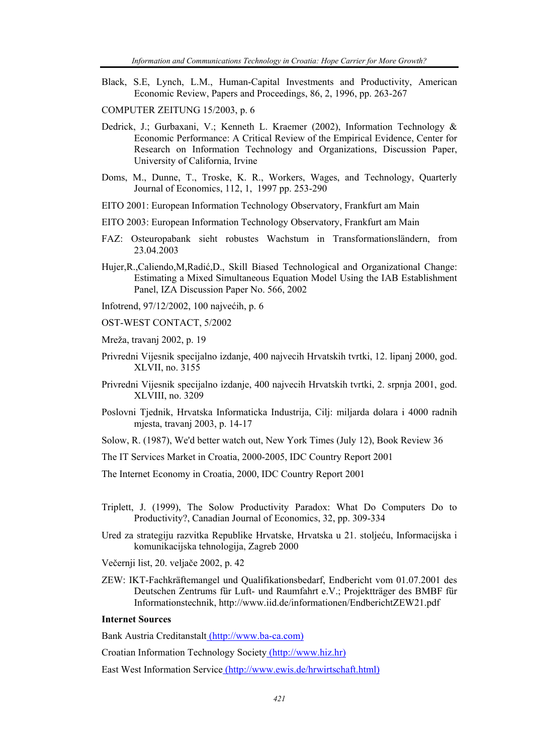Black, S.E, Lynch, L.M., Human-Capital Investments and Productivity, American Economic Review, Papers and Proceedings, 86, 2, 1996, pp. 263-267

COMPUTER ZEITUNG 15/2003, p. 6

Dedrick, J.; Gurbaxani, V.; Kenneth L. Kraemer (2002), Information Technology & Economic Performance: A Critical Review of the Empirical Evidence, Center for Research on Information Technology and Organizations, Discussion Paper, University of California, Irvine

Doms, M., Dunne, T., Troske, K. R., Workers, Wages, and Technology, Quarterly Journal of Economics, 112, 1, 1997 pp. 253-290

EITO 2001: European Information Technology Observatory, Frankfurt am Main

EITO 2003: European Information Technology Observatory, Frankfurt am Main

FAZ: Osteuropabank sieht robustes Wachstum in Transformationsländern, from 23.04.2003

Hujer,R.,Caliendo,M,Radić,D., Skill Biased Technological and Organizational Change: Estimating a Mixed Simultaneous Equation Model Using the IAB Establishment Panel, IZA Discussion Paper No. 566, 2002

Infotrend, 97/12/2002, 100 najvećih, p. 6

OST-WEST CONTACT, 5/2002

Mreža, travanj 2002, p. 19

Privredni Vijesnik specijalno izdanje, 400 najvecih Hrvatskih tvrtki, 12. lipanj 2000, god. XLVII, no. 3155

Privredni Vijesnik specijalno izdanje, 400 najvecih Hrvatskih tvrtki, 2. srpnja 2001, god. XLVIII, no. 3209

Poslovni Tjednik, Hrvatska Informaticka Industrija, Cilj: miljarda dolara i 4000 radnih mjesta, travanj 2003, p. 14-17

Solow, R. (1987), We'd better watch out, New York Times (July 12), Book Review 36

The IT Services Market in Croatia, 2000-2005, IDC Country Report 2001

The Internet Economy in Croatia, 2000, IDC Country Report 2001

Triplett, J. (1999), The Solow Productivity Paradox: What Do Computers Do to Productivity?, Canadian Journal of Economics, 32, pp. 309-334

Ured za strategiju razvitka Republike Hrvatske, Hrvatska u 21. stoljeću, Informacijska i komunikacijska tehnologija, Zagreb 2000

Večernji list, 20. veljače 2002, p. 42

ZEW: IKT-Fachkräftemangel und Qualifikationsbedarf, Endbericht vom 01.07.2001 des Deutschen Zentrums für Luft- und Raumfahrt e.V.; Projektträger des BMBF für Informationstechnik, http://www.iid.de/informationen/EndberichtZEW21.pdf

**Internet Sources**

Bank Austria Creditanstalt (http://www.ba-ca.com)

Croatian Information Technology Society (http://www.hiz.hr)

East West Information Service (http://www.ewis.de/hrwirtschaft.html)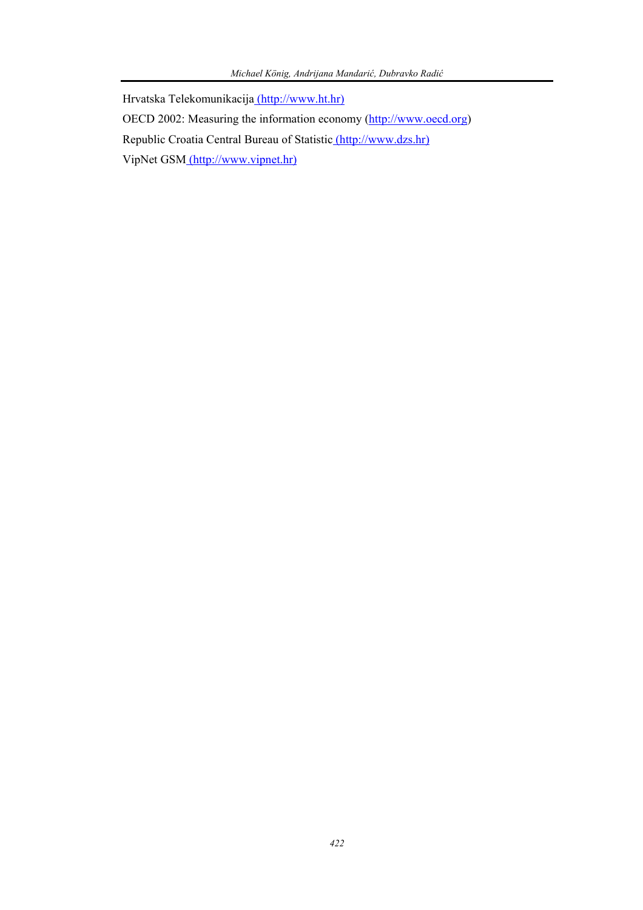Hrvatska Telekomunikacija (http://www.ht.hr)

OECD 2002: Measuring the information economy (http://www.oecd.org)

Republic Croatia Central Bureau of Statistic (http://www.dzs.hr)

VipNet GSM (http://www.vipnet.hr)